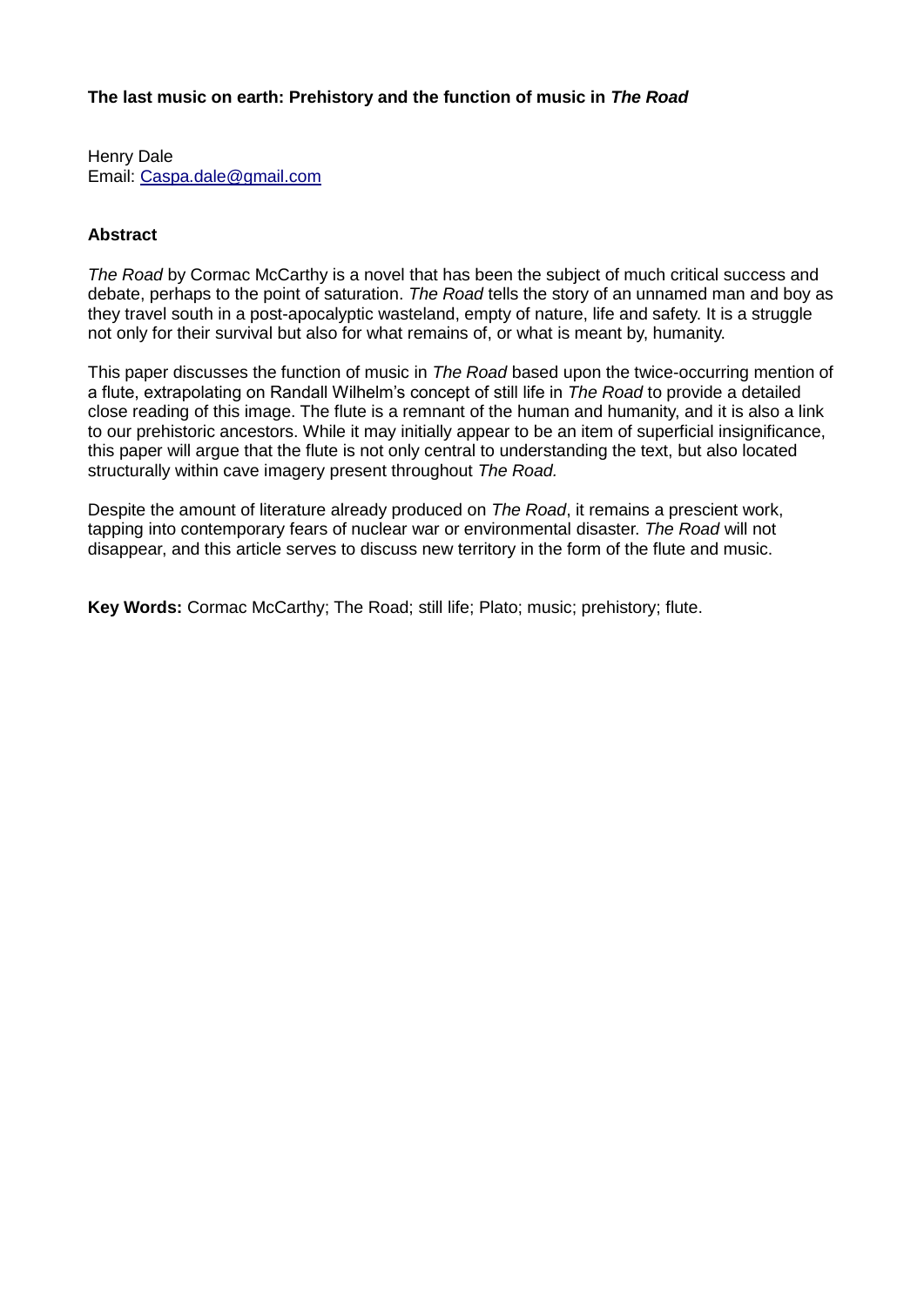**The last music on earth: Prehistory and the function of music in *The Road***

Henry Dale
Email: Caspa.dale@gmail.com

**Abstract**

*The Road* by Cormac McCarthy is a novel that has been the subject of much critical success and debate, perhaps to the point of saturation. *The Road* tells the story of an unnamed man and boy as they travel south in a post-apocalyptic wasteland, empty of nature, life and safety. It is a struggle not only for their survival but also for what remains of, or what is meant by, humanity.

This paper discusses the function of music in *The Road* based upon the twice-occurring mention of a flute, extrapolating on Randall Wilhelm's concept of still life in *The Road* to provide a detailed close reading of this image. The flute is a remnant of the human and humanity, and it is also a link to our prehistoric ancestors. While it may initially appear to be an item of superficial insignificance, this paper will argue that the flute is not only central to understanding the text, but also located structurally within cave imagery present throughout *The Road.*

Despite the amount of literature already produced on *The Road*, it remains a prescient work, tapping into contemporary fears of nuclear war or environmental disaster. *The Road* will not disappear, and this article serves to discuss new territory in the form of the flute and music.

**Key Words:** Cormac McCarthy; The Road; still life; Plato; music; prehistory; flute.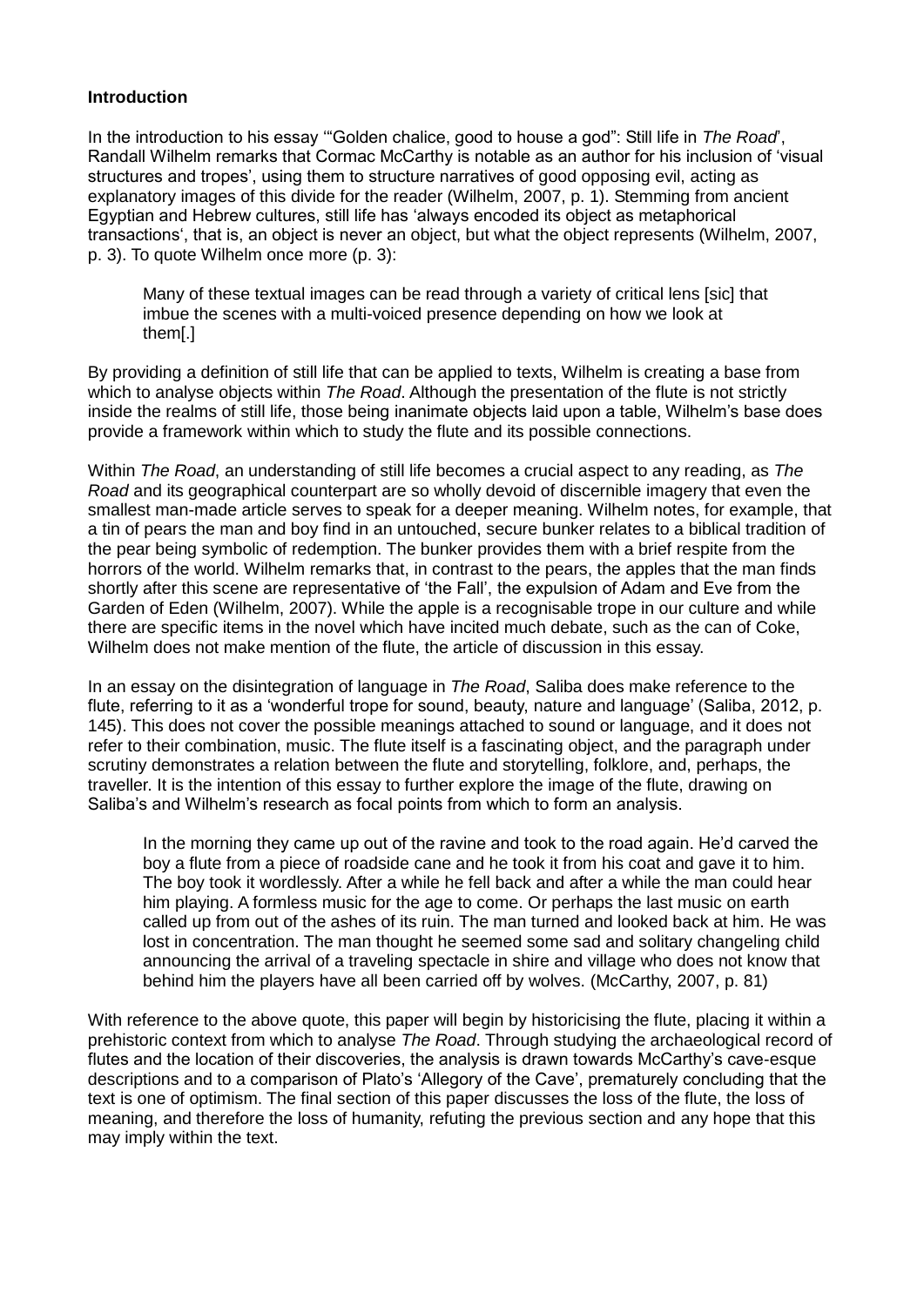**Introduction**

In the introduction to his essay '"Golden chalice, good to house a god": Still life in *The Road*', Randall Wilhelm remarks that Cormac McCarthy is notable as an author for his inclusion of 'visual structures and tropes', using them to structure narratives of good opposing evil, acting as explanatory images of this divide for the reader (Wilhelm, 2007, p. 1). Stemming from ancient Egyptian and Hebrew cultures, still life has 'always encoded its object as metaphorical transactions', that is, an object is never an object, but what the object represents (Wilhelm, 2007, p. 3). To quote Wilhelm once more (p. 3):

> Many of these textual images can be read through a variety of critical lens [sic] that imbue the scenes with a multi-voiced presence depending on how we look at them[.]

By providing a definition of still life that can be applied to texts, Wilhelm is creating a base from which to analyse objects within *The Road*. Although the presentation of the flute is not strictly inside the realms of still life, those being inanimate objects laid upon a table, Wilhelm's base does provide a framework within which to study the flute and its possible connections.

Within *The Road*, an understanding of still life becomes a crucial aspect to any reading, as *The Road* and its geographical counterpart are so wholly devoid of discernible imagery that even the smallest man-made article serves to speak for a deeper meaning. Wilhelm notes, for example, that a tin of pears the man and boy find in an untouched, secure bunker relates to a biblical tradition of the pear being symbolic of redemption. The bunker provides them with a brief respite from the horrors of the world. Wilhelm remarks that, in contrast to the pears, the apples that the man finds shortly after this scene are representative of 'the Fall', the expulsion of Adam and Eve from the Garden of Eden (Wilhelm, 2007). While the apple is a recognisable trope in our culture and while there are specific items in the novel which have incited much debate, such as the can of Coke, Wilhelm does not make mention of the flute, the article of discussion in this essay.

In an essay on the disintegration of language in *The Road*, Saliba does make reference to the flute, referring to it as a 'wonderful trope for sound, beauty, nature and language' (Saliba, 2012, p. 145). This does not cover the possible meanings attached to sound or language, and it does not refer to their combination, music. The flute itself is a fascinating object, and the paragraph under scrutiny demonstrates a relation between the flute and storytelling, folklore, and, perhaps, the traveller. It is the intention of this essay to further explore the image of the flute, drawing on Saliba's and Wilhelm's research as focal points from which to form an analysis.

> In the morning they came up out of the ravine and took to the road again. He'd carved the boy a flute from a piece of roadside cane and he took it from his coat and gave it to him. The boy took it wordlessly. After a while he fell back and after a while the man could hear him playing. A formless music for the age to come. Or perhaps the last music on earth called up from out of the ashes of its ruin. The man turned and looked back at him. He was lost in concentration. The man thought he seemed some sad and solitary changeling child announcing the arrival of a traveling spectacle in shire and village who does not know that behind him the players have all been carried off by wolves. (McCarthy, 2007, p. 81)

With reference to the above quote, this paper will begin by historicising the flute, placing it within a prehistoric context from which to analyse *The Road*. Through studying the archaeological record of flutes and the location of their discoveries, the analysis is drawn towards McCarthy's cave-esque descriptions and to a comparison of Plato's 'Allegory of the Cave', prematurely concluding that the text is one of optimism. The final section of this paper discusses the loss of the flute, the loss of meaning, and therefore the loss of humanity, refuting the previous section and any hope that this may imply within the text.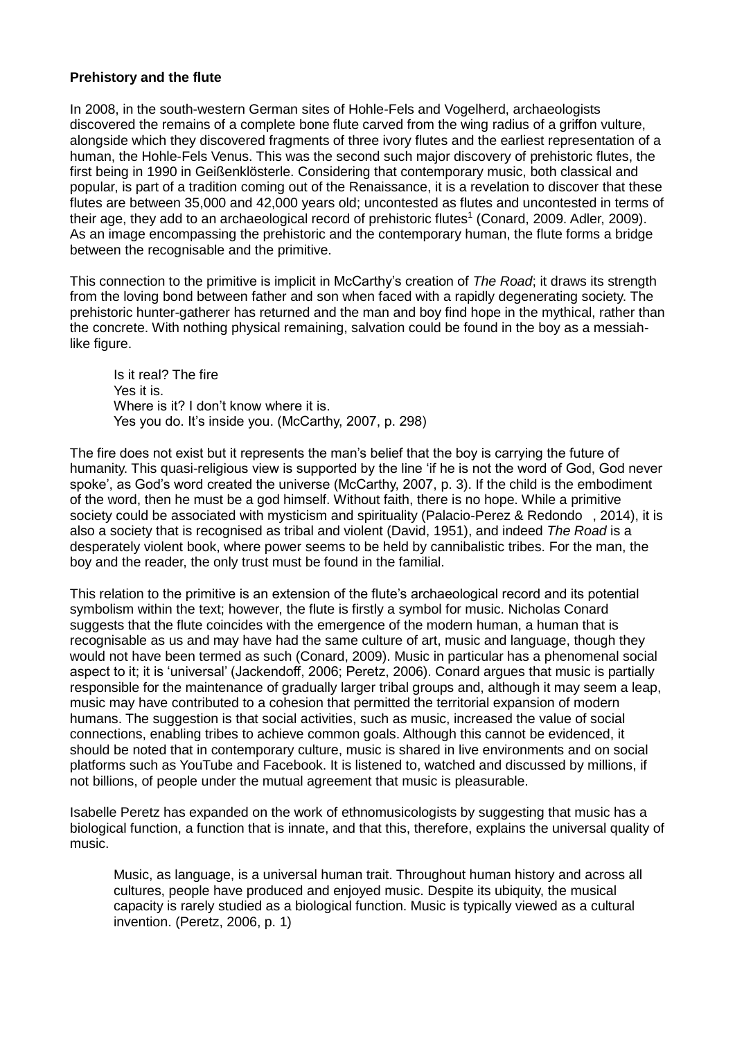**Prehistory and the flute**

In 2008, in the south-western German sites of Hohle-Fels and Vogelherd, archaeologists discovered the remains of a complete bone flute carved from the wing radius of a griffon vulture, alongside which they discovered fragments of three ivory flutes and the earliest representation of a human, the Hohle-Fels Venus. This was the second such major discovery of prehistoric flutes, the first being in 1990 in Geißenklösterle. Considering that contemporary music, both classical and popular, is part of a tradition coming out of the Renaissance, it is a revelation to discover that these flutes are between 35,000 and 42,000 years old; uncontested as flutes and uncontested in terms of their age, they add to an archaeological record of prehistoric flutes[1] (Conard, 2009. Adler, 2009). As an image encompassing the prehistoric and the contemporary human, the flute forms a bridge between the recognisable and the primitive.

This connection to the primitive is implicit in McCarthy's creation of *The Road*; it draws its strength from the loving bond between father and son when faced with a rapidly degenerating society. The prehistoric hunter-gatherer has returned and the man and boy find hope in the mythical, rather than the concrete. With nothing physical remaining, salvation could be found in the boy as a messiah-like figure.

> Is it real? The fire
> Yes it is.
> Where is it? I don't know where it is.
> Yes you do. It's inside you. (McCarthy, 2007, p. 298)

The fire does not exist but it represents the man's belief that the boy is carrying the future of humanity. This quasi-religious view is supported by the line 'if he is not the word of God, God never spoke', as God's word created the universe (McCarthy, 2007, p. 3). If the child is the embodiment of the word, then he must be a god himself. Without faith, there is no hope. While a primitive society could be associated with mysticism and spirituality (Palacio-Perez & Redondo , 2014), it is also a society that is recognised as tribal and violent (David, 1951), and indeed *The Road* is a desperately violent book, where power seems to be held by cannibalistic tribes. For the man, the boy and the reader, the only trust must be found in the familial.

This relation to the primitive is an extension of the flute's archaeological record and its potential symbolism within the text; however, the flute is firstly a symbol for music. Nicholas Conard suggests that the flute coincides with the emergence of the modern human, a human that is recognisable as us and may have had the same culture of art, music and language, though they would not have been termed as such (Conard, 2009). Music in particular has a phenomenal social aspect to it; it is 'universal' (Jackendoff, 2006; Peretz, 2006). Conard argues that music is partially responsible for the maintenance of gradually larger tribal groups and, although it may seem a leap, music may have contributed to a cohesion that permitted the territorial expansion of modern humans. The suggestion is that social activities, such as music, increased the value of social connections, enabling tribes to achieve common goals. Although this cannot be evidenced, it should be noted that in contemporary culture, music is shared in live environments and on social platforms such as YouTube and Facebook. It is listened to, watched and discussed by millions, if not billions, of people under the mutual agreement that music is pleasurable.

Isabelle Peretz has expanded on the work of ethnomusicologists by suggesting that music has a biological function, a function that is innate, and that this, therefore, explains the universal quality of music.

> Music, as language, is a universal human trait. Throughout human history and across all cultures, people have produced and enjoyed music. Despite its ubiquity, the musical capacity is rarely studied as a biological function. Music is typically viewed as a cultural invention. (Peretz, 2006, p. 1)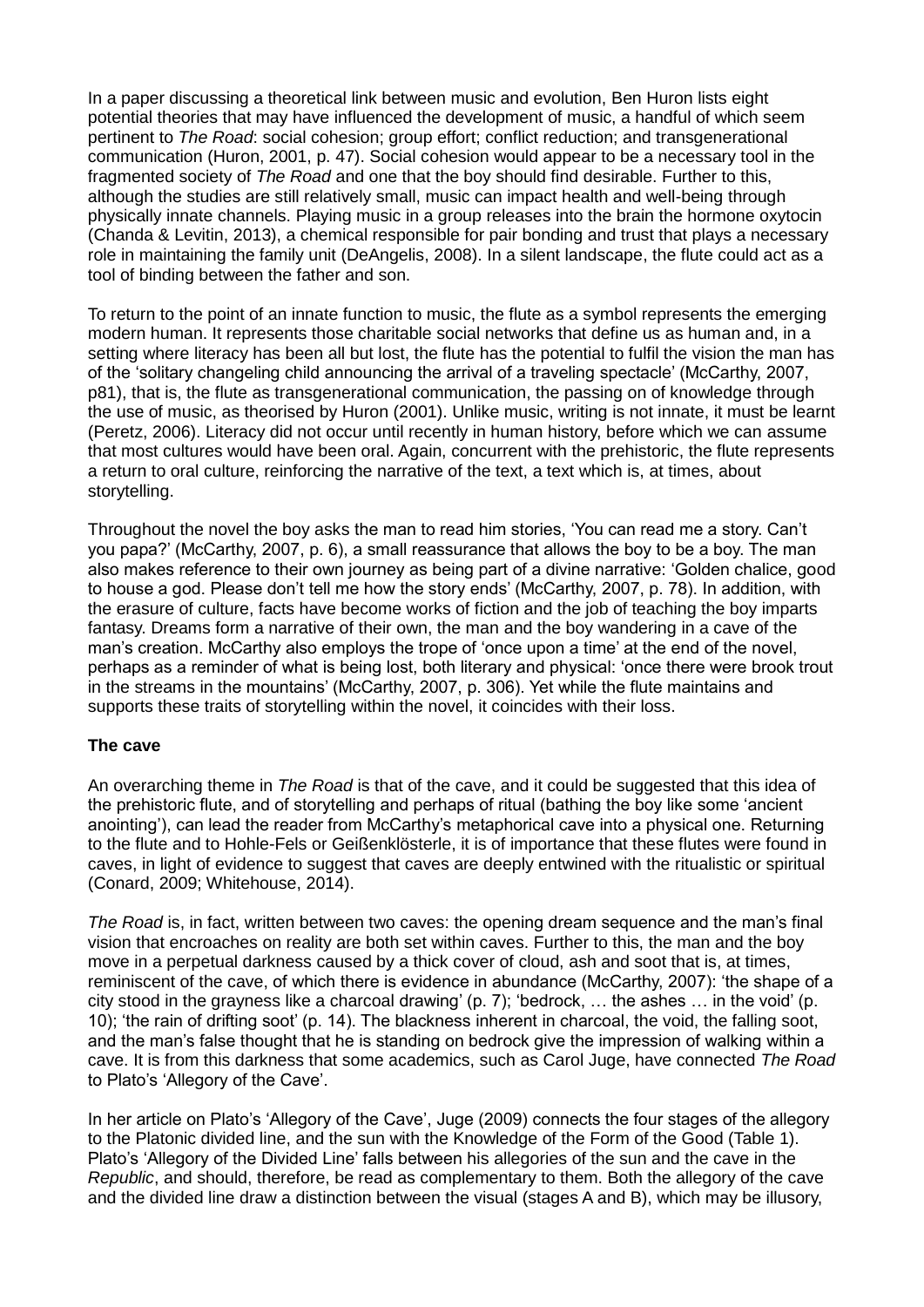In a paper discussing a theoretical link between music and evolution, Ben Huron lists eight potential theories that may have influenced the development of music, a handful of which seem pertinent to *The Road*: social cohesion; group effort; conflict reduction; and transgenerational communication (Huron, 2001, p. 47). Social cohesion would appear to be a necessary tool in the fragmented society of *The Road* and one that the boy should find desirable. Further to this, although the studies are still relatively small, music can impact health and well-being through physically innate channels. Playing music in a group releases into the brain the hormone oxytocin (Chanda & Levitin, 2013), a chemical responsible for pair bonding and trust that plays a necessary role in maintaining the family unit (DeAngelis, 2008). In a silent landscape, the flute could act as a tool of binding between the father and son.

To return to the point of an innate function to music, the flute as a symbol represents the emerging modern human. It represents those charitable social networks that define us as human and, in a setting where literacy has been all but lost, the flute has the potential to fulfil the vision the man has of the 'solitary changeling child announcing the arrival of a traveling spectacle' (McCarthy, 2007, p81), that is, the flute as transgenerational communication, the passing on of knowledge through the use of music, as theorised by Huron (2001). Unlike music, writing is not innate, it must be learnt (Peretz, 2006). Literacy did not occur until recently in human history, before which we can assume that most cultures would have been oral. Again, concurrent with the prehistoric, the flute represents a return to oral culture, reinforcing the narrative of the text, a text which is, at times, about storytelling.

Throughout the novel the boy asks the man to read him stories, 'You can read me a story. Can't you papa?' (McCarthy, 2007, p. 6), a small reassurance that allows the boy to be a boy. The man also makes reference to their own journey as being part of a divine narrative: 'Golden chalice, good to house a god. Please don't tell me how the story ends' (McCarthy, 2007, p. 78). In addition, with the erasure of culture, facts have become works of fiction and the job of teaching the boy imparts fantasy. Dreams form a narrative of their own, the man and the boy wandering in a cave of the man's creation. McCarthy also employs the trope of 'once upon a time' at the end of the novel, perhaps as a reminder of what is being lost, both literary and physical: 'once there were brook trout in the streams in the mountains' (McCarthy, 2007, p. 306). Yet while the flute maintains and supports these traits of storytelling within the novel, it coincides with their loss.

### The cave

An overarching theme in *The Road* is that of the cave, and it could be suggested that this idea of the prehistoric flute, and of storytelling and perhaps of ritual (bathing the boy like some 'ancient anointing'), can lead the reader from McCarthy's metaphorical cave into a physical one. Returning to the flute and to Hohle-Fels or Geißenklösterle, it is of importance that these flutes were found in caves, in light of evidence to suggest that caves are deeply entwined with the ritualistic or spiritual (Conard, 2009; Whitehouse, 2014).

*The Road* is, in fact, written between two caves: the opening dream sequence and the man's final vision that encroaches on reality are both set within caves. Further to this, the man and the boy move in a perpetual darkness caused by a thick cover of cloud, ash and soot that is, at times, reminiscent of the cave, of which there is evidence in abundance (McCarthy, 2007): 'the shape of a city stood in the grayness like a charcoal drawing' (p. 7); 'bedrock, … the ashes … in the void' (p. 10); 'the rain of drifting soot' (p. 14). The blackness inherent in charcoal, the void, the falling soot, and the man's false thought that he is standing on bedrock give the impression of walking within a cave. It is from this darkness that some academics, such as Carol Juge, have connected *The Road* to Plato's 'Allegory of the Cave'.

In her article on Plato's 'Allegory of the Cave', Juge (2009) connects the four stages of the allegory to the Platonic divided line, and the sun with the Knowledge of the Form of the Good (Table 1). Plato's 'Allegory of the Divided Line' falls between his allegories of the sun and the cave in the *Republic*, and should, therefore, be read as complementary to them. Both the allegory of the cave and the divided line draw a distinction between the visual (stages A and B), which may be illusory,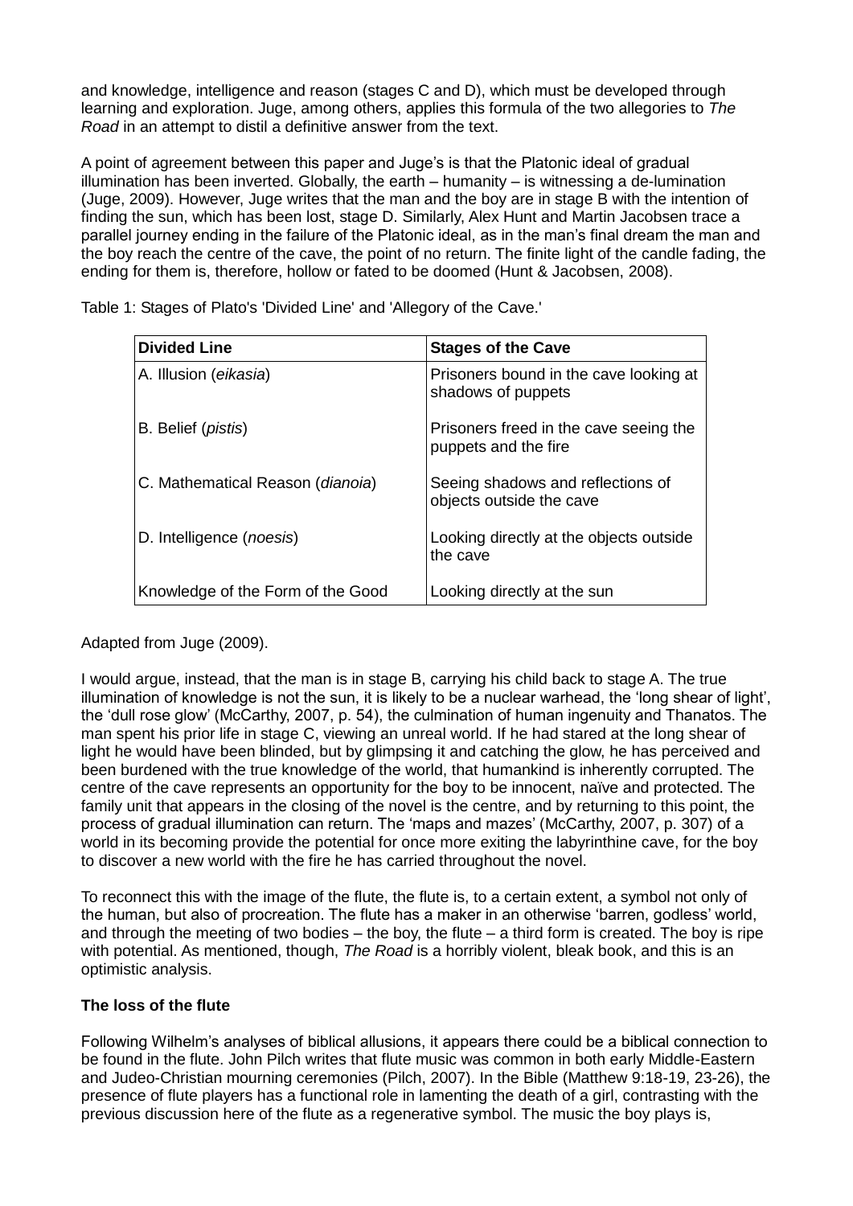and knowledge, intelligence and reason (stages C and D), which must be developed through learning and exploration. Juge, among others, applies this formula of the two allegories to *The Road* in an attempt to distil a definitive answer from the text.

A point of agreement between this paper and Juge's is that the Platonic ideal of gradual illumination has been inverted. Globally, the earth – humanity – is witnessing a de-lumination (Juge, 2009). However, Juge writes that the man and the boy are in stage B with the intention of finding the sun, which has been lost, stage D. Similarly, Alex Hunt and Martin Jacobsen trace a parallel journey ending in the failure of the Platonic ideal, as in the man's final dream the man and the boy reach the centre of the cave, the point of no return. The finite light of the candle fading, the ending for them is, therefore, hollow or fated to be doomed (Hunt & Jacobsen, 2008).

Table 1: Stages of Plato's 'Divided Line' and 'Allegory of the Cave.'

| Divided Line | Stages of the Cave |
|---|---|
| A. Illusion (*eikasia*) | Prisoners bound in the cave looking at shadows of puppets |
| B. Belief (*pistis*) | Prisoners freed in the cave seeing the puppets and the fire |
| C. Mathematical Reason (*dianoia*) | Seeing shadows and reflections of objects outside the cave |
| D. Intelligence (*noesis*) | Looking directly at the objects outside the cave |
| Knowledge of the Form of the Good | Looking directly at the sun |

Adapted from Juge (2009).

I would argue, instead, that the man is in stage B, carrying his child back to stage A. The true illumination of knowledge is not the sun, it is likely to be a nuclear warhead, the 'long shear of light', the 'dull rose glow' (McCarthy, 2007, p. 54), the culmination of human ingenuity and Thanatos. The man spent his prior life in stage C, viewing an unreal world. If he had stared at the long shear of light he would have been blinded, but by glimpsing it and catching the glow, he has perceived and been burdened with the true knowledge of the world, that humankind is inherently corrupted. The centre of the cave represents an opportunity for the boy to be innocent, naïve and protected. The family unit that appears in the closing of the novel is the centre, and by returning to this point, the process of gradual illumination can return. The 'maps and mazes' (McCarthy, 2007, p. 307) of a world in its becoming provide the potential for once more exiting the labyrinthine cave, for the boy to discover a new world with the fire he has carried throughout the novel.

To reconnect this with the image of the flute, the flute is, to a certain extent, a symbol not only of the human, but also of procreation. The flute has a maker in an otherwise 'barren, godless' world, and through the meeting of two bodies – the boy, the flute – a third form is created. The boy is ripe with potential. As mentioned, though, *The Road* is a horribly violent, bleak book, and this is an optimistic analysis.

### The loss of the flute

Following Wilhelm's analyses of biblical allusions, it appears there could be a biblical connection to be found in the flute. John Pilch writes that flute music was common in both early Middle-Eastern and Judeo-Christian mourning ceremonies (Pilch, 2007). In the Bible (Matthew 9:18-19, 23-26), the presence of flute players has a functional role in lamenting the death of a girl, contrasting with the previous discussion here of the flute as a regenerative symbol. The music the boy plays is,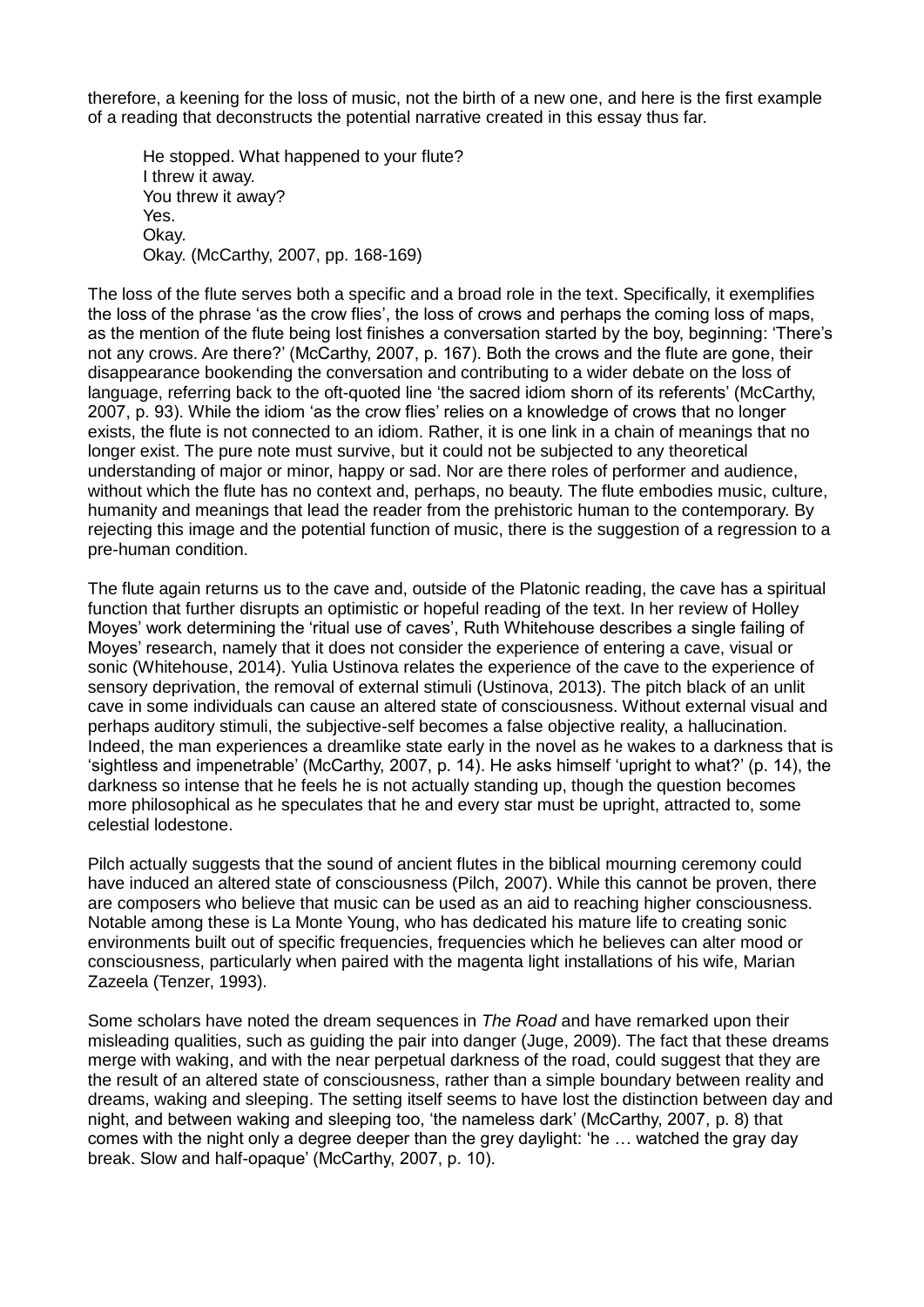therefore, a keening for the loss of music, not the birth of a new one, and here is the first example of a reading that deconstructs the potential narrative created in this essay thus far.

> He stopped. What happened to your flute?
> I threw it away.
> You threw it away?
> Yes.
> Okay.
> Okay. (McCarthy, 2007, pp. 168-169)

The loss of the flute serves both a specific and a broad role in the text. Specifically, it exemplifies the loss of the phrase 'as the crow flies', the loss of crows and perhaps the coming loss of maps, as the mention of the flute being lost finishes a conversation started by the boy, beginning: 'There's not any crows. Are there?' (McCarthy, 2007, p. 167). Both the crows and the flute are gone, their disappearance bookending the conversation and contributing to a wider debate on the loss of language, referring back to the oft-quoted line 'the sacred idiom shorn of its referents' (McCarthy, 2007, p. 93). While the idiom 'as the crow flies' relies on a knowledge of crows that no longer exists, the flute is not connected to an idiom. Rather, it is one link in a chain of meanings that no longer exist. The pure note must survive, but it could not be subjected to any theoretical understanding of major or minor, happy or sad. Nor are there roles of performer and audience, without which the flute has no context and, perhaps, no beauty. The flute embodies music, culture, humanity and meanings that lead the reader from the prehistoric human to the contemporary. By rejecting this image and the potential function of music, there is the suggestion of a regression to a pre-human condition.

The flute again returns us to the cave and, outside of the Platonic reading, the cave has a spiritual function that further disrupts an optimistic or hopeful reading of the text. In her review of Holley Moyes' work determining the 'ritual use of caves', Ruth Whitehouse describes a single failing of Moyes' research, namely that it does not consider the experience of entering a cave, visual or sonic (Whitehouse, 2014). Yulia Ustinova relates the experience of the cave to the experience of sensory deprivation, the removal of external stimuli (Ustinova, 2013). The pitch black of an unlit cave in some individuals can cause an altered state of consciousness. Without external visual and perhaps auditory stimuli, the subjective-self becomes a false objective reality, a hallucination. Indeed, the man experiences a dreamlike state early in the novel as he wakes to a darkness that is 'sightless and impenetrable' (McCarthy, 2007, p. 14). He asks himself 'upright to what?' (p. 14), the darkness so intense that he feels he is not actually standing up, though the question becomes more philosophical as he speculates that he and every star must be upright, attracted to, some celestial lodestone.

Pilch actually suggests that the sound of ancient flutes in the biblical mourning ceremony could have induced an altered state of consciousness (Pilch, 2007). While this cannot be proven, there are composers who believe that music can be used as an aid to reaching higher consciousness. Notable among these is La Monte Young, who has dedicated his mature life to creating sonic environments built out of specific frequencies, frequencies which he believes can alter mood or consciousness, particularly when paired with the magenta light installations of his wife, Marian Zazeela (Tenzer, 1993).

Some scholars have noted the dream sequences in *The Road* and have remarked upon their misleading qualities, such as guiding the pair into danger (Juge, 2009). The fact that these dreams merge with waking, and with the near perpetual darkness of the road, could suggest that they are the result of an altered state of consciousness, rather than a simple boundary between reality and dreams, waking and sleeping. The setting itself seems to have lost the distinction between day and night, and between waking and sleeping too, 'the nameless dark' (McCarthy, 2007, p. 8) that comes with the night only a degree deeper than the grey daylight: 'he … watched the gray day break. Slow and half-opaque' (McCarthy, 2007, p. 10).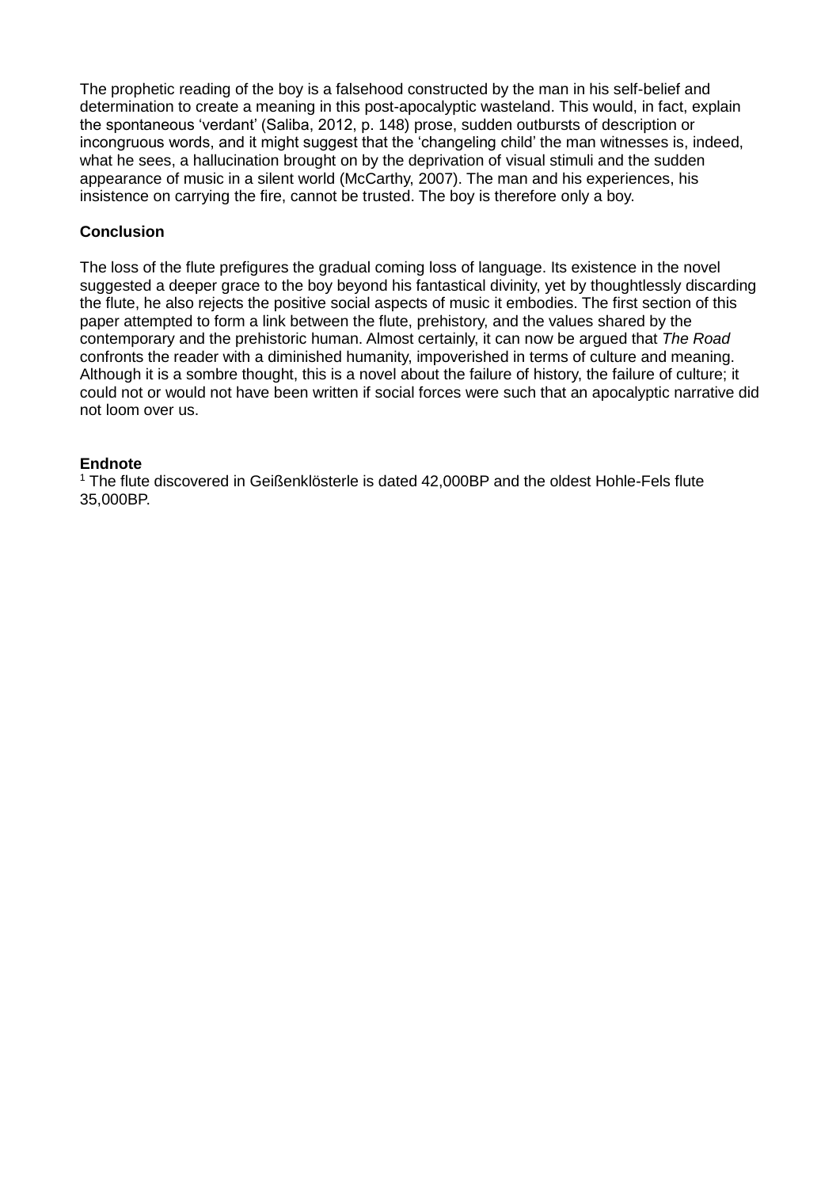The prophetic reading of the boy is a falsehood constructed by the man in his self-belief and determination to create a meaning in this post-apocalyptic wasteland. This would, in fact, explain the spontaneous 'verdant' (Saliba, 2012, p. 148) prose, sudden outbursts of description or incongruous words, and it might suggest that the 'changeling child' the man witnesses is, indeed, what he sees, a hallucination brought on by the deprivation of visual stimuli and the sudden appearance of music in a silent world (McCarthy, 2007). The man and his experiences, his insistence on carrying the fire, cannot be trusted. The boy is therefore only a boy.

**Conclusion**

The loss of the flute prefigures the gradual coming loss of language. Its existence in the novel suggested a deeper grace to the boy beyond his fantastical divinity, yet by thoughtlessly discarding the flute, he also rejects the positive social aspects of music it embodies. The first section of this paper attempted to form a link between the flute, prehistory, and the values shared by the contemporary and the prehistoric human. Almost certainly, it can now be argued that *The Road* confronts the reader with a diminished humanity, impoverished in terms of culture and meaning. Although it is a sombre thought, this is a novel about the failure of history, the failure of culture; it could not or would not have been written if social forces were such that an apocalyptic narrative did not loom over us.

**Endnote**

[1] The flute discovered in Geißenklösterle is dated 42,000BP and the oldest Hohle-Fels flute 35,000BP.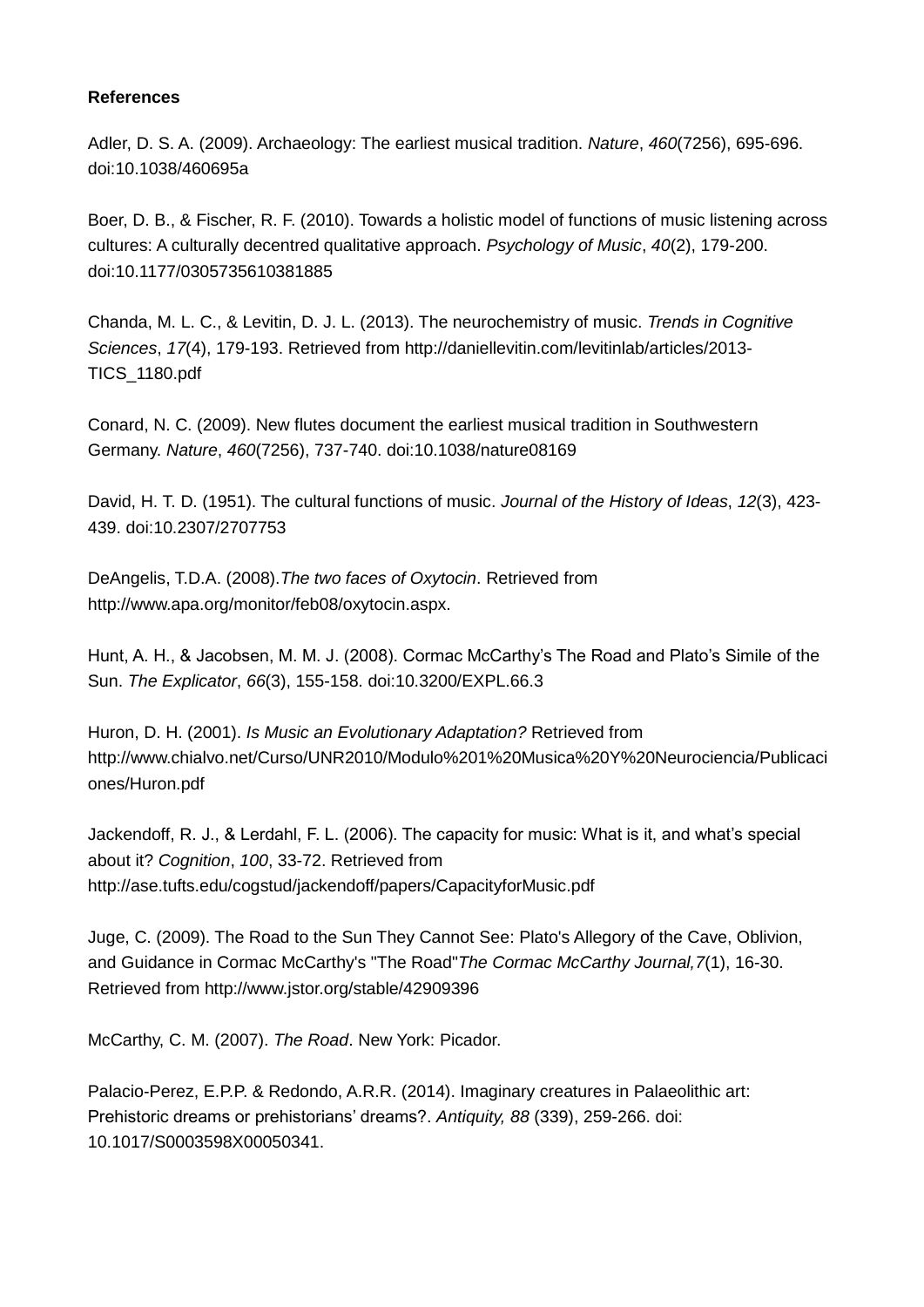**References**

Adler, D. S. A. (2009). Archaeology: The earliest musical tradition. *Nature*, *460*(7256), 695-696. doi:10.1038/460695a

Boer, D. B., & Fischer, R. F. (2010). Towards a holistic model of functions of music listening across cultures: A culturally decentred qualitative approach. *Psychology of Music*, *40*(2), 179-200. doi:10.1177/0305735610381885

Chanda, M. L. C., & Levitin, D. J. L. (2013). The neurochemistry of music. *Trends in Cognitive Sciences*, *17*(4), 179-193. Retrieved from http://daniellevitin.com/levitinlab/articles/2013-TICS_1180.pdf

Conard, N. C. (2009). New flutes document the earliest musical tradition in Southwestern Germany. *Nature*, *460*(7256), 737-740. doi:10.1038/nature08169

David, H. T. D. (1951). The cultural functions of music. *Journal of the History of Ideas*, *12*(3), 423-439. doi:10.2307/2707753

DeAngelis, T.D.A. (2008).*The two faces of Oxytocin*. Retrieved from http://www.apa.org/monitor/feb08/oxytocin.aspx.

Hunt, A. H., & Jacobsen, M. M. J. (2008). Cormac McCarthy's The Road and Plato's Simile of the Sun. *The Explicator*, *66*(3), 155-158. doi:10.3200/EXPL.66.3

Huron, D. H. (2001). *Is Music an Evolutionary Adaptation?* Retrieved from http://www.chialvo.net/Curso/UNR2010/Modulo%201%20Musica%20Y%20Neurociencia/Publicaciones/Huron.pdf

Jackendoff, R. J., & Lerdahl, F. L. (2006). The capacity for music: What is it, and what's special about it? *Cognition*, *100*, 33-72. Retrieved from http://ase.tufts.edu/cogstud/jackendoff/papers/CapacityforMusic.pdf

Juge, C. (2009). The Road to the Sun They Cannot See: Plato's Allegory of the Cave, Oblivion, and Guidance in Cormac McCarthy's "The Road"*The Cormac McCarthy Journal,7*(1), 16-30. Retrieved from http://www.jstor.org/stable/42909396

McCarthy, C. M. (2007). *The Road*. New York: Picador.

Palacio-Perez, E.P.P. & Redondo, A.R.R. (2014). Imaginary creatures in Palaeolithic art: Prehistoric dreams or prehistorians' dreams?. *Antiquity, 88* (339), 259-266. doi: 10.1017/S0003598X00050341.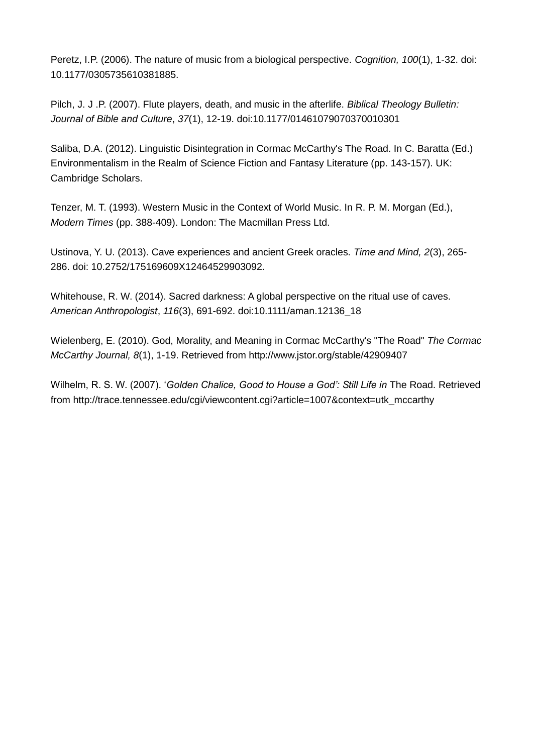Peretz, I.P. (2006). The nature of music from a biological perspective. *Cognition, 100*(1), 1-32. doi: 10.1177/0305735610381885.

Pilch, J. J .P. (2007). Flute players, death, and music in the afterlife. *Biblical Theology Bulletin: Journal of Bible and Culture*, *37*(1), 12-19. doi:10.1177/01461079070370010301

Saliba, D.A. (2012). Linguistic Disintegration in Cormac McCarthy's The Road. In C. Baratta (Ed.) Environmentalism in the Realm of Science Fiction and Fantasy Literature (pp. 143-157). UK: Cambridge Scholars.

Tenzer, M. T. (1993). Western Music in the Context of World Music. In R. P. M. Morgan (Ed.), *Modern Times* (pp. 388-409). London: The Macmillan Press Ltd.

Ustinova, Y. U. (2013). Cave experiences and ancient Greek oracles. *Time and Mind, 2*(3), 265-286. doi: 10.2752/175169609X12464529903092.

Whitehouse, R. W. (2014). Sacred darkness: A global perspective on the ritual use of caves. *American Anthropologist*, *116*(3), 691-692. doi:10.1111/aman.12136_18

Wielenberg, E. (2010). God, Morality, and Meaning in Cormac McCarthy's "The Road" *The Cormac McCarthy Journal, 8*(1), 1-19. Retrieved from http://www.jstor.org/stable/42909407

Wilhelm, R. S. W. (2007). '*Golden Chalice, Good to House a God': Still Life in* The Road. Retrieved from http://trace.tennessee.edu/cgi/viewcontent.cgi?article=1007&context=utk_mccarthy